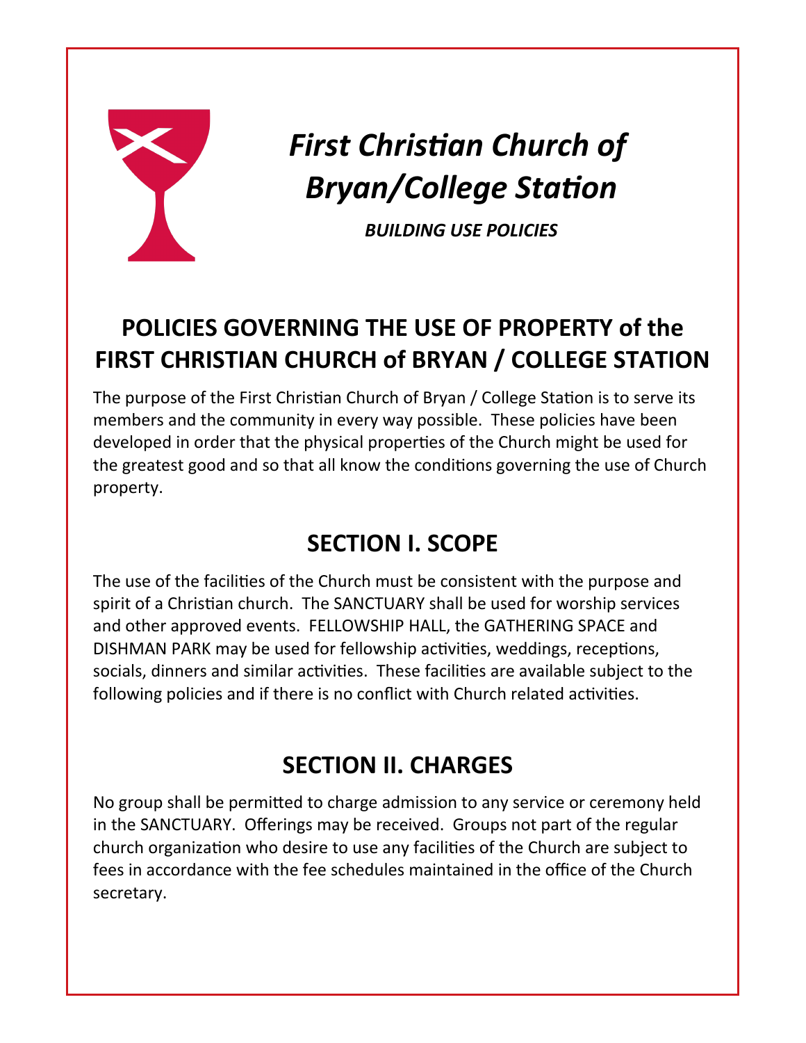# *First Christian Church of Bryan/College Station*

***BUILDING USE POLICIES***

## POLICIES GOVERNING THE USE OF PROPERTY of the FIRST CHRISTIAN CHURCH of BRYAN / COLLEGE STATION

The purpose of the First Christian Church of Bryan / College Station is to serve its members and the community in every way possible. These policies have been developed in order that the physical properties of the Church might be used for the greatest good and so that all know the conditions governing the use of Church property.

## SECTION I. SCOPE

The use of the facilities of the Church must be consistent with the purpose and spirit of a Christian church. The SANCTUARY shall be used for worship services and other approved events. FELLOWSHIP HALL, the GATHERING SPACE and DISHMAN PARK may be used for fellowship activities, weddings, receptions, socials, dinners and similar activities. These facilities are available subject to the following policies and if there is no conflict with Church related activities.

## SECTION II. CHARGES

No group shall be permitted to charge admission to any service or ceremony held in the SANCTUARY. Offerings may be received. Groups not part of the regular church organization who desire to use any facilities of the Church are subject to fees in accordance with the fee schedules maintained in the office of the Church secretary.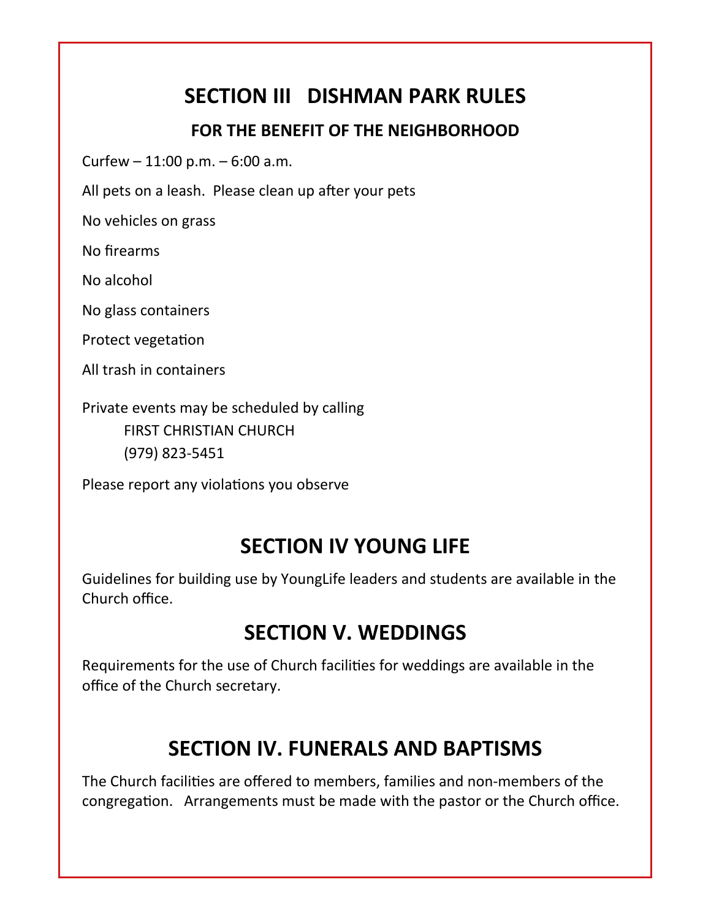## SECTION III DISHMAN PARK RULES

### FOR THE BENEFIT OF THE NEIGHBORHOOD

Curfew – 11:00 p.m. – 6:00 a.m.

All pets on a leash. Please clean up after your pets

No vehicles on grass

No firearms

No alcohol

No glass containers

Protect vegetation

All trash in containers

Private events may be scheduled by calling
FIRST CHRISTIAN CHURCH
(979) 823-5451

Please report any violations you observe

## SECTION IV YOUNG LIFE

Guidelines for building use by YoungLife leaders and students are available in the Church office.

## SECTION V. WEDDINGS

Requirements for the use of Church facilities for weddings are available in the office of the Church secretary.

## SECTION IV. FUNERALS AND BAPTISMS

The Church facilities are offered to members, families and non-members of the congregation. Arrangements must be made with the pastor or the Church office.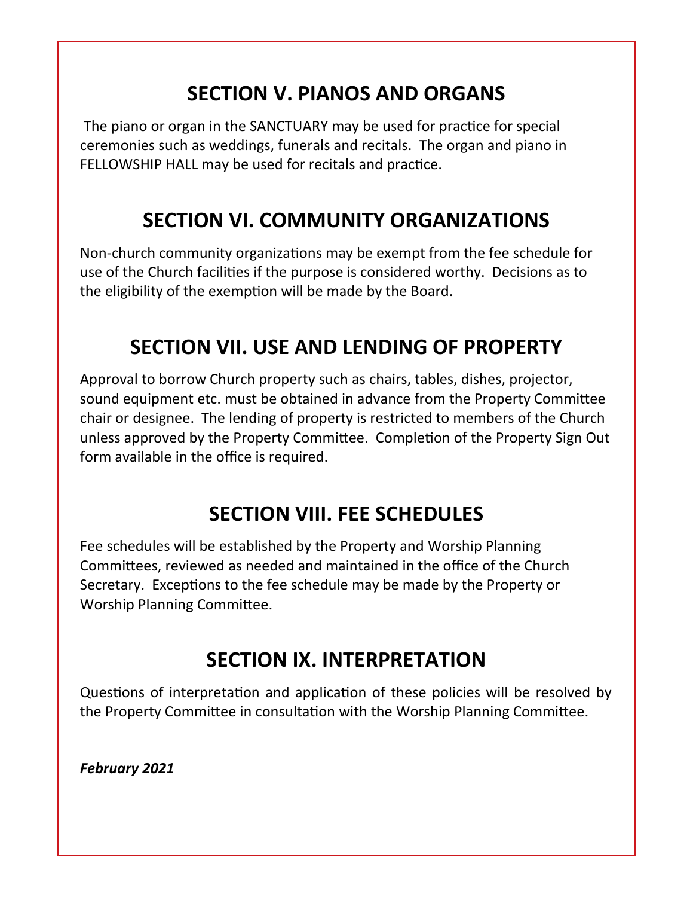## SECTION V. PIANOS AND ORGANS

The piano or organ in the SANCTUARY may be used for practice for special ceremonies such as weddings, funerals and recitals. The organ and piano in FELLOWSHIP HALL may be used for recitals and practice.

## SECTION VI. COMMUNITY ORGANIZATIONS

Non-church community organizations may be exempt from the fee schedule for use of the Church facilities if the purpose is considered worthy. Decisions as to the eligibility of the exemption will be made by the Board.

## SECTION VII. USE AND LENDING OF PROPERTY

Approval to borrow Church property such as chairs, tables, dishes, projector, sound equipment etc. must be obtained in advance from the Property Committee chair or designee. The lending of property is restricted to members of the Church unless approved by the Property Committee. Completion of the Property Sign Out form available in the office is required.

## SECTION VIII. FEE SCHEDULES

Fee schedules will be established by the Property and Worship Planning Committees, reviewed as needed and maintained in the office of the Church Secretary. Exceptions to the fee schedule may be made by the Property or Worship Planning Committee.

## SECTION IX. INTERPRETATION

Questions of interpretation and application of these policies will be resolved by the Property Committee in consultation with the Worship Planning Committee.

***February 2021***